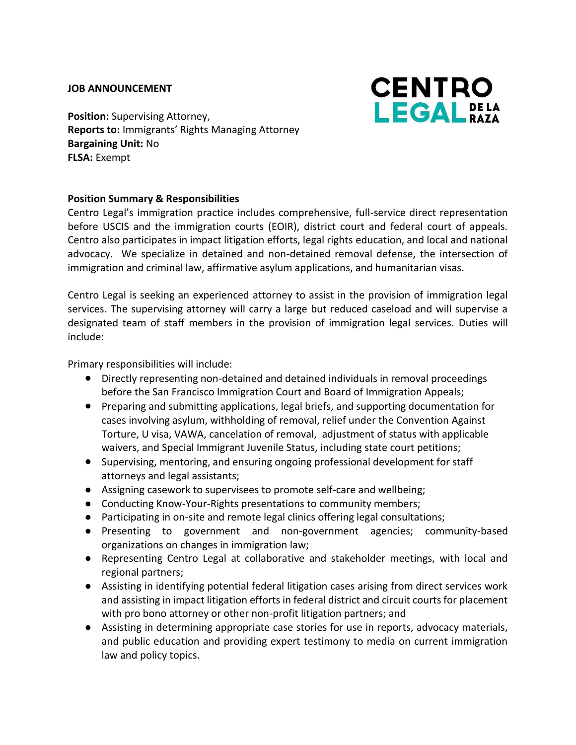**JOB ANNOUNCEMENT**

CENTRO LEGAL DE LA RAZA

**Position:** Supervising Attorney,
**Reports to:** Immigrants' Rights Managing Attorney
**Bargaining Unit:** No
**FLSA:** Exempt

**Position Summary & Responsibilities**

Centro Legal's immigration practice includes comprehensive, full-service direct representation before USCIS and the immigration courts (EOIR), district court and federal court of appeals. Centro also participates in impact litigation efforts, legal rights education, and local and national advocacy. We specialize in detained and non-detained removal defense, the intersection of immigration and criminal law, affirmative asylum applications, and humanitarian visas.

Centro Legal is seeking an experienced attorney to assist in the provision of immigration legal services. The supervising attorney will carry a large but reduced caseload and will supervise a designated team of staff members in the provision of immigration legal services. Duties will include:

Primary responsibilities will include:

- Directly representing non-detained and detained individuals in removal proceedings before the San Francisco Immigration Court and Board of Immigration Appeals;
- Preparing and submitting applications, legal briefs, and supporting documentation for cases involving asylum, withholding of removal, relief under the Convention Against Torture, U visa, VAWA, cancelation of removal, adjustment of status with applicable waivers, and Special Immigrant Juvenile Status, including state court petitions;
- Supervising, mentoring, and ensuring ongoing professional development for staff attorneys and legal assistants;
- Assigning casework to supervisees to promote self-care and wellbeing;
- Conducting Know-Your-Rights presentations to community members;
- Participating in on-site and remote legal clinics offering legal consultations;
- Presenting to government and non-government agencies; community-based organizations on changes in immigration law;
- Representing Centro Legal at collaborative and stakeholder meetings, with local and regional partners;
- Assisting in identifying potential federal litigation cases arising from direct services work and assisting in impact litigation efforts in federal district and circuit courts for placement with pro bono attorney or other non-profit litigation partners; and
- Assisting in determining appropriate case stories for use in reports, advocacy materials, and public education and providing expert testimony to media on current immigration law and policy topics.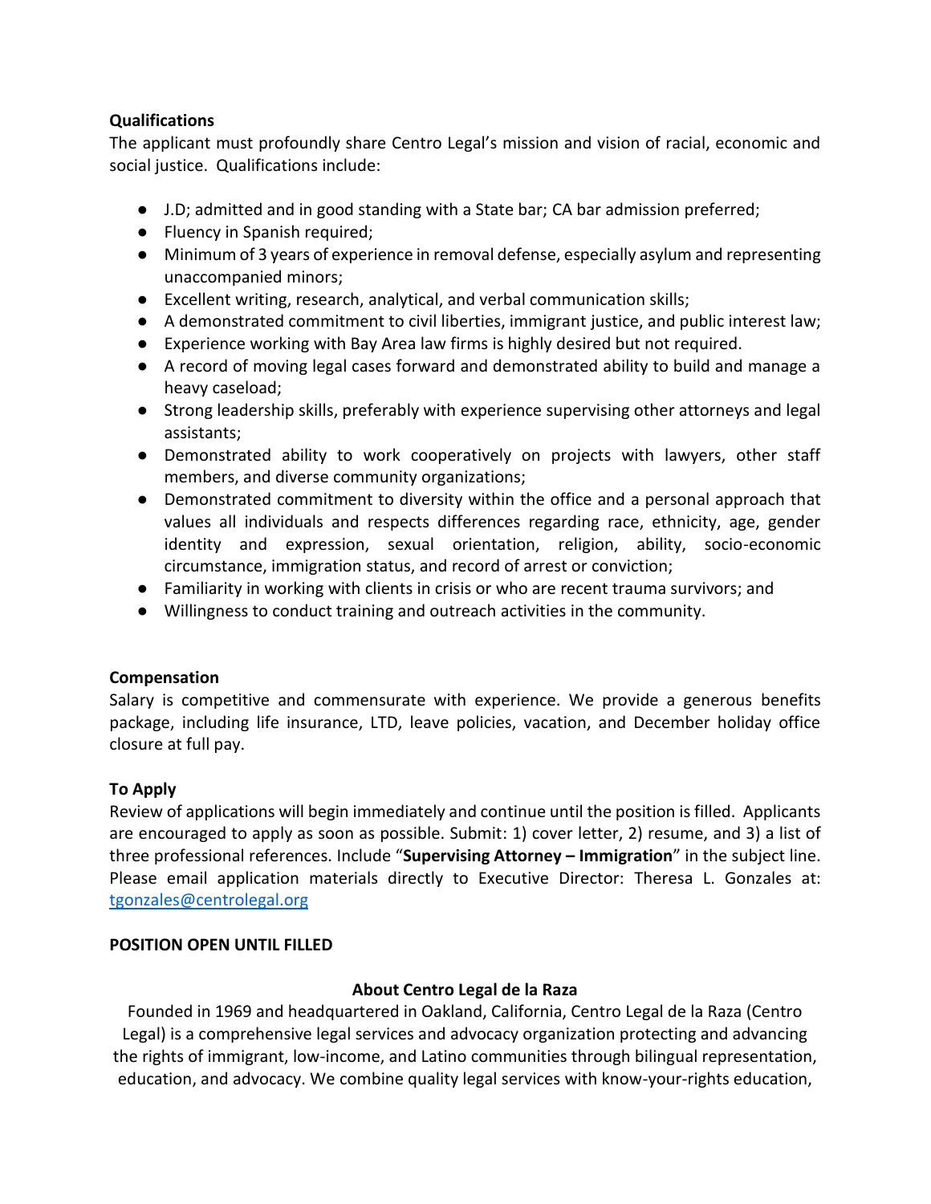**Qualifications**

The applicant must profoundly share Centro Legal's mission and vision of racial, economic and social justice. Qualifications include:

- J.D; admitted and in good standing with a State bar; CA bar admission preferred;
- Fluency in Spanish required;
- Minimum of 3 years of experience in removal defense, especially asylum and representing unaccompanied minors;
- Excellent writing, research, analytical, and verbal communication skills;
- A demonstrated commitment to civil liberties, immigrant justice, and public interest law;
- Experience working with Bay Area law firms is highly desired but not required.
- A record of moving legal cases forward and demonstrated ability to build and manage a heavy caseload;
- Strong leadership skills, preferably with experience supervising other attorneys and legal assistants;
- Demonstrated ability to work cooperatively on projects with lawyers, other staff members, and diverse community organizations;
- Demonstrated commitment to diversity within the office and a personal approach that values all individuals and respects differences regarding race, ethnicity, age, gender identity and expression, sexual orientation, religion, ability, socio-economic circumstance, immigration status, and record of arrest or conviction;
- Familiarity in working with clients in crisis or who are recent trauma survivors; and
- Willingness to conduct training and outreach activities in the community.

**Compensation**

Salary is competitive and commensurate with experience. We provide a generous benefits package, including life insurance, LTD, leave policies, vacation, and December holiday office closure at full pay.

**To Apply**

Review of applications will begin immediately and continue until the position is filled. Applicants are encouraged to apply as soon as possible. Submit: 1) cover letter, 2) resume, and 3) a list of three professional references. Include "**Supervising Attorney – Immigration**" in the subject line. Please email application materials directly to Executive Director: Theresa L. Gonzales at: tgonzales@centrolegal.org

**POSITION OPEN UNTIL FILLED**

**About Centro Legal de la Raza**

Founded in 1969 and headquartered in Oakland, California, Centro Legal de la Raza (Centro Legal) is a comprehensive legal services and advocacy organization protecting and advancing the rights of immigrant, low-income, and Latino communities through bilingual representation, education, and advocacy. We combine quality legal services with know-your-rights education,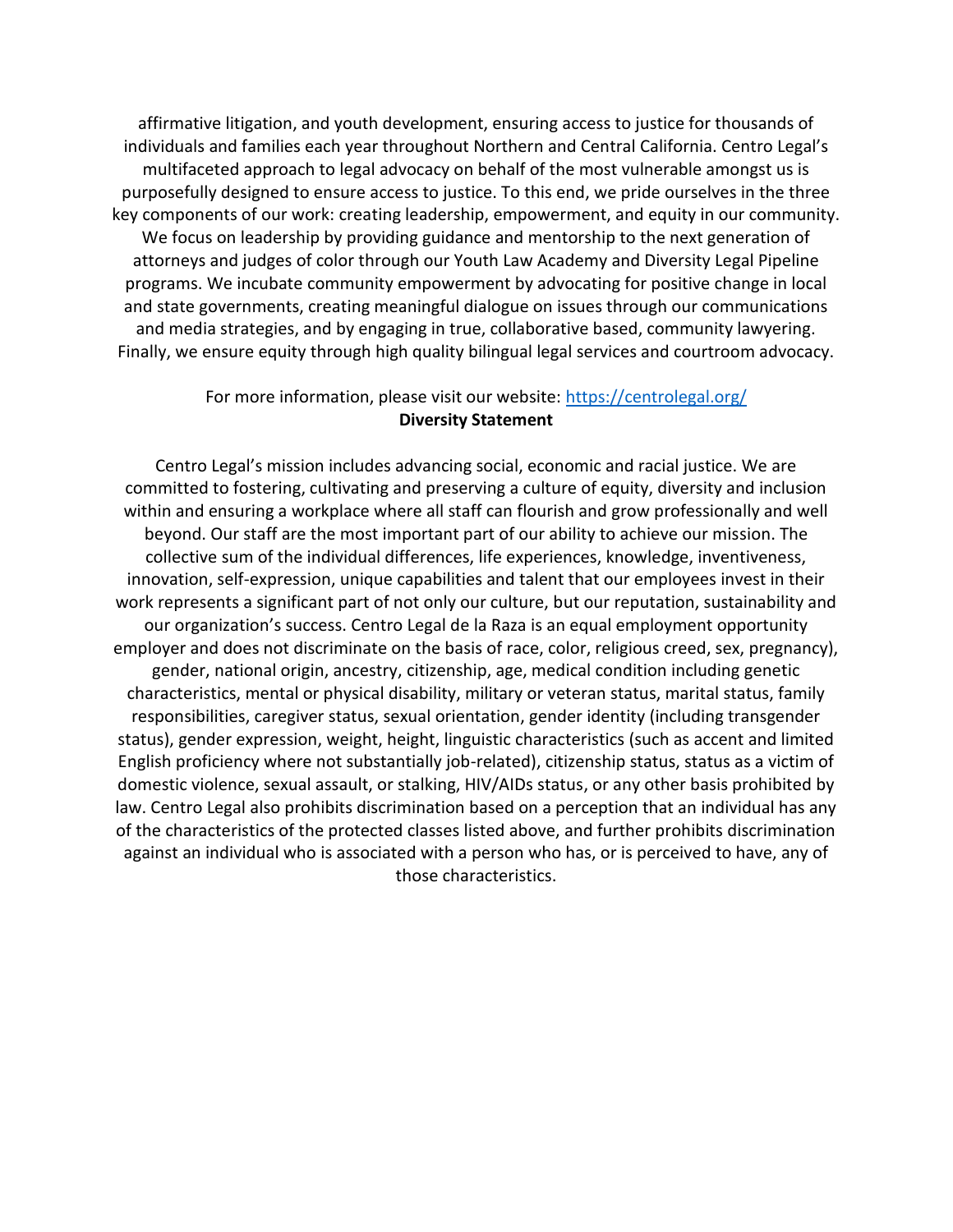affirmative litigation, and youth development, ensuring access to justice for thousands of individuals and families each year throughout Northern and Central California. Centro Legal's multifaceted approach to legal advocacy on behalf of the most vulnerable amongst us is purposefully designed to ensure access to justice. To this end, we pride ourselves in the three key components of our work: creating leadership, empowerment, and equity in our community. We focus on leadership by providing guidance and mentorship to the next generation of attorneys and judges of color through our Youth Law Academy and Diversity Legal Pipeline programs. We incubate community empowerment by advocating for positive change in local and state governments, creating meaningful dialogue on issues through our communications and media strategies, and by engaging in true, collaborative based, community lawyering. Finally, we ensure equity through high quality bilingual legal services and courtroom advocacy.

For more information, please visit our website: https://centrolegal.org/

**Diversity Statement**

Centro Legal's mission includes advancing social, economic and racial justice. We are committed to fostering, cultivating and preserving a culture of equity, diversity and inclusion within and ensuring a workplace where all staff can flourish and grow professionally and well beyond. Our staff are the most important part of our ability to achieve our mission. The collective sum of the individual differences, life experiences, knowledge, inventiveness, innovation, self-expression, unique capabilities and talent that our employees invest in their work represents a significant part of not only our culture, but our reputation, sustainability and our organization's success. Centro Legal de la Raza is an equal employment opportunity employer and does not discriminate on the basis of race, color, religious creed, sex, pregnancy), gender, national origin, ancestry, citizenship, age, medical condition including genetic characteristics, mental or physical disability, military or veteran status, marital status, family responsibilities, caregiver status, sexual orientation, gender identity (including transgender status), gender expression, weight, height, linguistic characteristics (such as accent and limited English proficiency where not substantially job-related), citizenship status, status as a victim of domestic violence, sexual assault, or stalking, HIV/AIDs status, or any other basis prohibited by law. Centro Legal also prohibits discrimination based on a perception that an individual has any of the characteristics of the protected classes listed above, and further prohibits discrimination against an individual who is associated with a person who has, or is perceived to have, any of those characteristics.